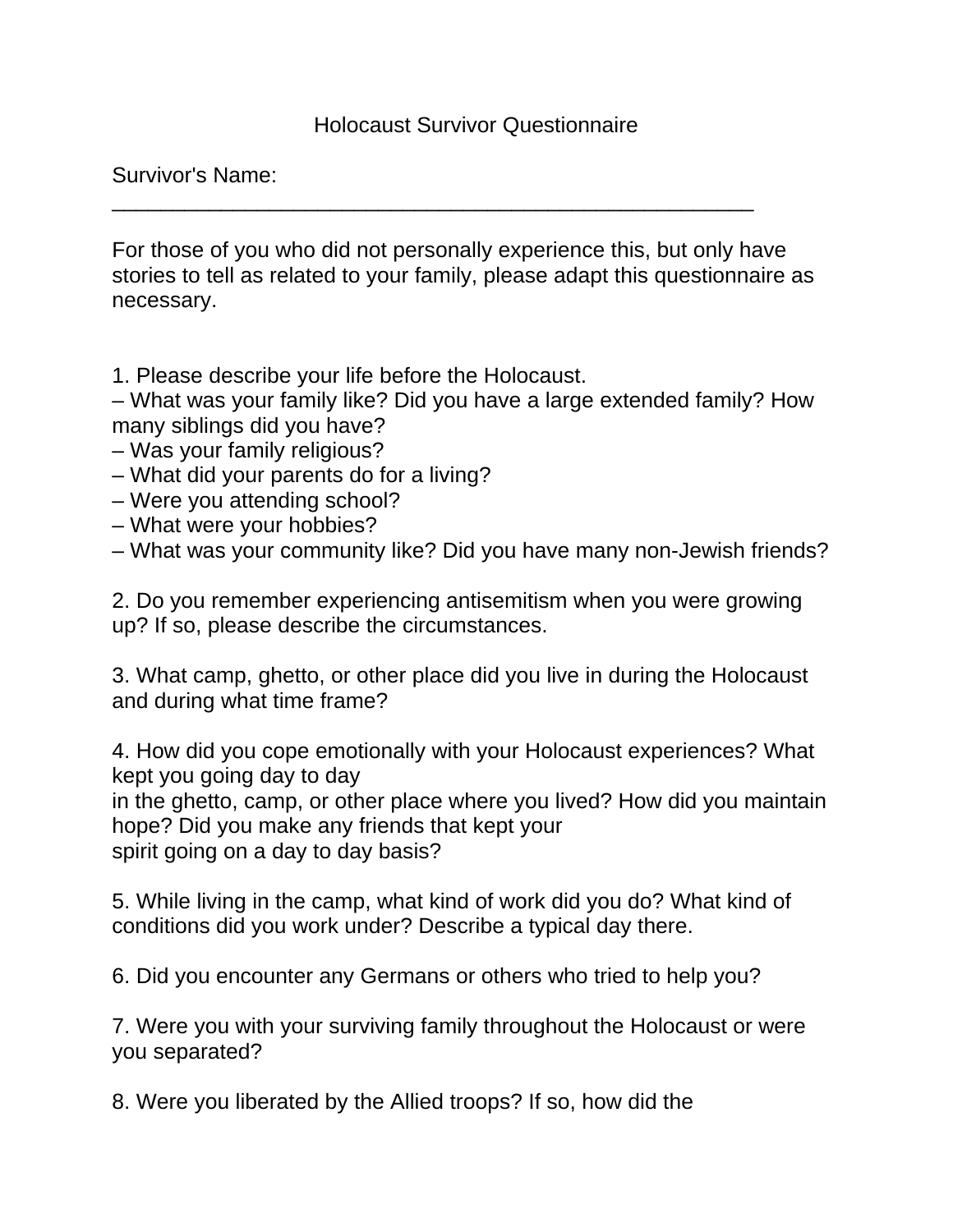# Holocaust Survivor Questionnaire

Survivor's Name: ______________________________________________________

For those of you who did not personally experience this, but only have stories to tell as related to your family, please adapt this questionnaire as necessary.

1. Please describe your life before the Holocaust.
– What was your family like? Did you have a large extended family? How many siblings did you have?
– Was your family religious?
– What did your parents do for a living?
– Were you attending school?
– What were your hobbies?
– What was your community like? Did you have many non-Jewish friends?

2. Do you remember experiencing antisemitism when you were growing up? If so, please describe the circumstances.

3. What camp, ghetto, or other place did you live in during the Holocaust and during what time frame?

4. How did you cope emotionally with your Holocaust experiences? What kept you going day to day in the ghetto, camp, or other place where you lived? How did you maintain hope? Did you make any friends that kept your spirit going on a day to day basis?

5. While living in the camp, what kind of work did you do? What kind of conditions did you work under? Describe a typical day there.

6. Did you encounter any Germans or others who tried to help you?

7. Were you with your surviving family throughout the Holocaust or were you separated?

8. Were you liberated by the Allied troops? If so, how did the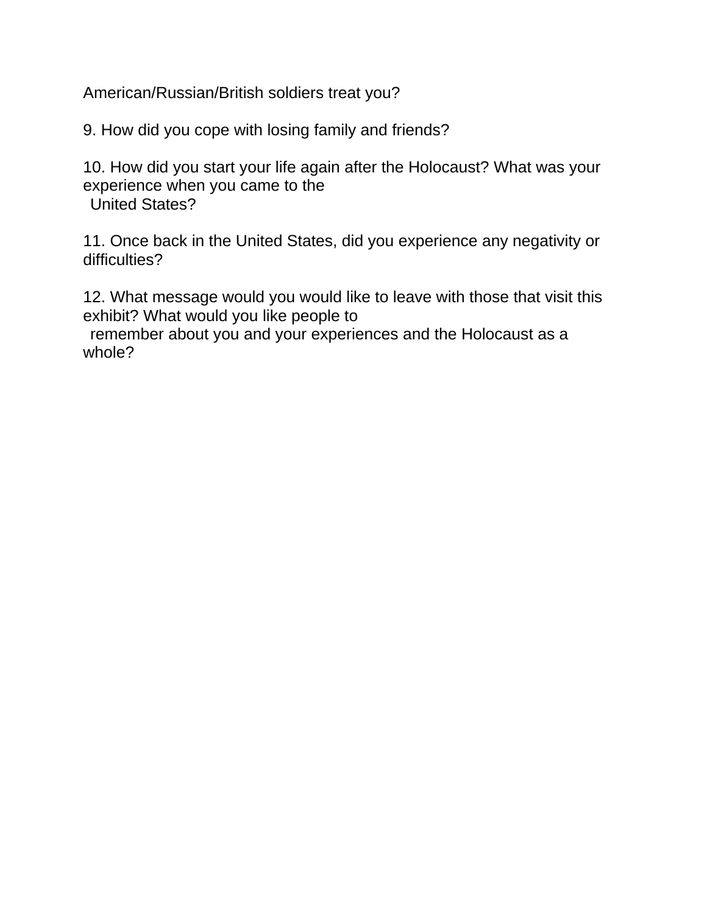American/Russian/British soldiers treat you?

9. How did you cope with losing family and friends?

10. How did you start your life again after the Holocaust? What was your experience when you came to the United States?

11. Once back in the United States, did you experience any negativity or difficulties?

12. What message would you would like to leave with those that visit this exhibit? What would you like people to remember about you and your experiences and the Holocaust as a whole?